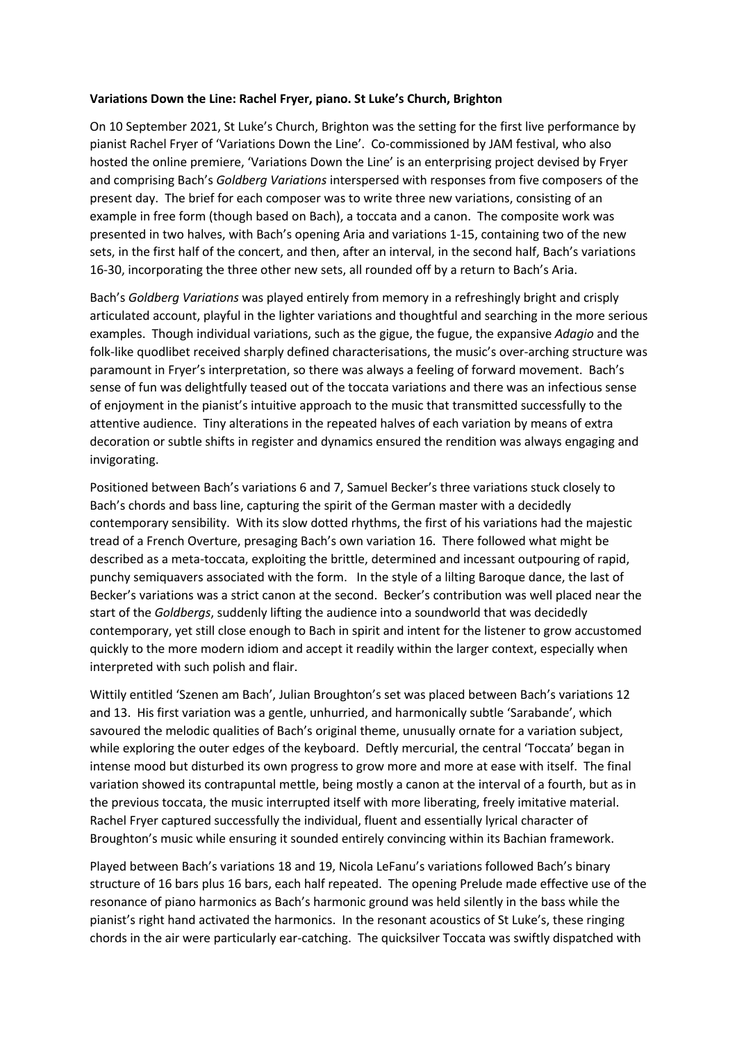**Variations Down the Line: Rachel Fryer, piano. St Luke's Church, Brighton**

On 10 September 2021, St Luke's Church, Brighton was the setting for the first live performance by pianist Rachel Fryer of 'Variations Down the Line'. Co-commissioned by JAM festival, who also hosted the online premiere, 'Variations Down the Line' is an enterprising project devised by Fryer and comprising Bach's *Goldberg Variations* interspersed with responses from five composers of the present day. The brief for each composer was to write three new variations, consisting of an example in free form (though based on Bach), a toccata and a canon. The composite work was presented in two halves, with Bach's opening Aria and variations 1-15, containing two of the new sets, in the first half of the concert, and then, after an interval, in the second half, Bach's variations 16-30, incorporating the three other new sets, all rounded off by a return to Bach's Aria.

Bach's *Goldberg Variations* was played entirely from memory in a refreshingly bright and crisply articulated account, playful in the lighter variations and thoughtful and searching in the more serious examples. Though individual variations, such as the gigue, the fugue, the expansive *Adagio* and the folk-like quodlibet received sharply defined characterisations, the music's over-arching structure was paramount in Fryer's interpretation, so there was always a feeling of forward movement. Bach's sense of fun was delightfully teased out of the toccata variations and there was an infectious sense of enjoyment in the pianist's intuitive approach to the music that transmitted successfully to the attentive audience. Tiny alterations in the repeated halves of each variation by means of extra decoration or subtle shifts in register and dynamics ensured the rendition was always engaging and invigorating.

Positioned between Bach's variations 6 and 7, Samuel Becker's three variations stuck closely to Bach's chords and bass line, capturing the spirit of the German master with a decidedly contemporary sensibility. With its slow dotted rhythms, the first of his variations had the majestic tread of a French Overture, presaging Bach's own variation 16. There followed what might be described as a meta-toccata, exploiting the brittle, determined and incessant outpouring of rapid, punchy semiquavers associated with the form. In the style of a lilting Baroque dance, the last of Becker's variations was a strict canon at the second. Becker's contribution was well placed near the start of the *Goldbergs*, suddenly lifting the audience into a soundworld that was decidedly contemporary, yet still close enough to Bach in spirit and intent for the listener to grow accustomed quickly to the more modern idiom and accept it readily within the larger context, especially when interpreted with such polish and flair.

Wittily entitled 'Szenen am Bach', Julian Broughton's set was placed between Bach's variations 12 and 13. His first variation was a gentle, unhurried, and harmonically subtle 'Sarabande', which savoured the melodic qualities of Bach's original theme, unusually ornate for a variation subject, while exploring the outer edges of the keyboard. Deftly mercurial, the central 'Toccata' began in intense mood but disturbed its own progress to grow more and more at ease with itself. The final variation showed its contrapuntal mettle, being mostly a canon at the interval of a fourth, but as in the previous toccata, the music interrupted itself with more liberating, freely imitative material. Rachel Fryer captured successfully the individual, fluent and essentially lyrical character of Broughton's music while ensuring it sounded entirely convincing within its Bachian framework.

Played between Bach's variations 18 and 19, Nicola LeFanu's variations followed Bach's binary structure of 16 bars plus 16 bars, each half repeated. The opening Prelude made effective use of the resonance of piano harmonics as Bach's harmonic ground was held silently in the bass while the pianist's right hand activated the harmonics. In the resonant acoustics of St Luke's, these ringing chords in the air were particularly ear-catching. The quicksilver Toccata was swiftly dispatched with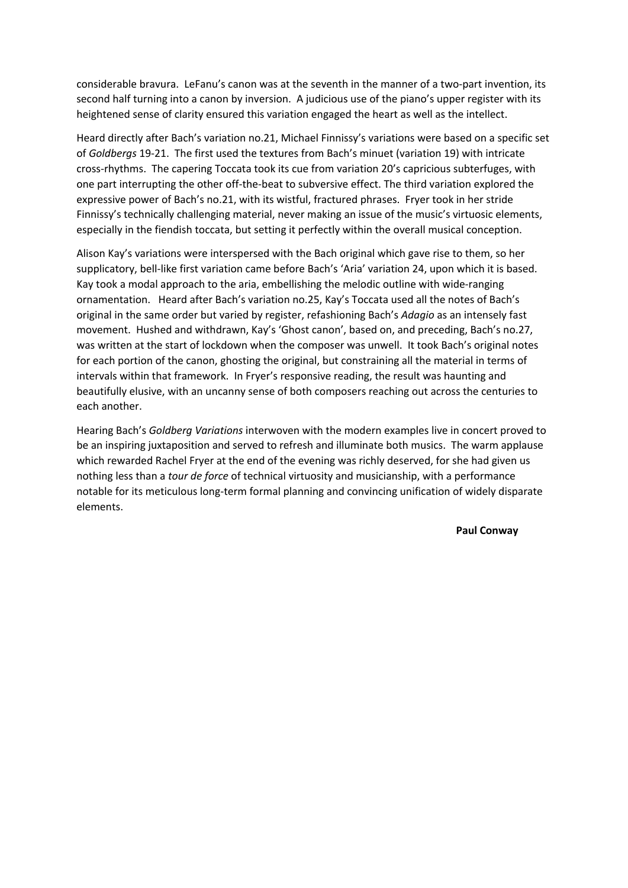considerable bravura. LeFanu's canon was at the seventh in the manner of a two-part invention, its second half turning into a canon by inversion. A judicious use of the piano's upper register with its heightened sense of clarity ensured this variation engaged the heart as well as the intellect.

Heard directly after Bach's variation no.21, Michael Finnissy's variations were based on a specific set of *Goldbergs* 19-21. The first used the textures from Bach's minuet (variation 19) with intricate cross-rhythms. The capering Toccata took its cue from variation 20's capricious subterfuges, with one part interrupting the other off-the-beat to subversive effect. The third variation explored the expressive power of Bach's no.21, with its wistful, fractured phrases. Fryer took in her stride Finnissy's technically challenging material, never making an issue of the music's virtuosic elements, especially in the fiendish toccata, but setting it perfectly within the overall musical conception.

Alison Kay's variations were interspersed with the Bach original which gave rise to them, so her supplicatory, bell-like first variation came before Bach's 'Aria' variation 24, upon which it is based. Kay took a modal approach to the aria, embellishing the melodic outline with wide-ranging ornamentation. Heard after Bach's variation no.25, Kay's Toccata used all the notes of Bach's original in the same order but varied by register, refashioning Bach's *Adagio* as an intensely fast movement. Hushed and withdrawn, Kay's 'Ghost canon', based on, and preceding, Bach's no.27, was written at the start of lockdown when the composer was unwell. It took Bach's original notes for each portion of the canon, ghosting the original, but constraining all the material in terms of intervals within that framework. In Fryer's responsive reading, the result was haunting and beautifully elusive, with an uncanny sense of both composers reaching out across the centuries to each another.

Hearing Bach's *Goldberg Variations* interwoven with the modern examples live in concert proved to be an inspiring juxtaposition and served to refresh and illuminate both musics. The warm applause which rewarded Rachel Fryer at the end of the evening was richly deserved, for she had given us nothing less than a *tour de force* of technical virtuosity and musicianship, with a performance notable for its meticulous long-term formal planning and convincing unification of widely disparate elements.

**Paul Conway**